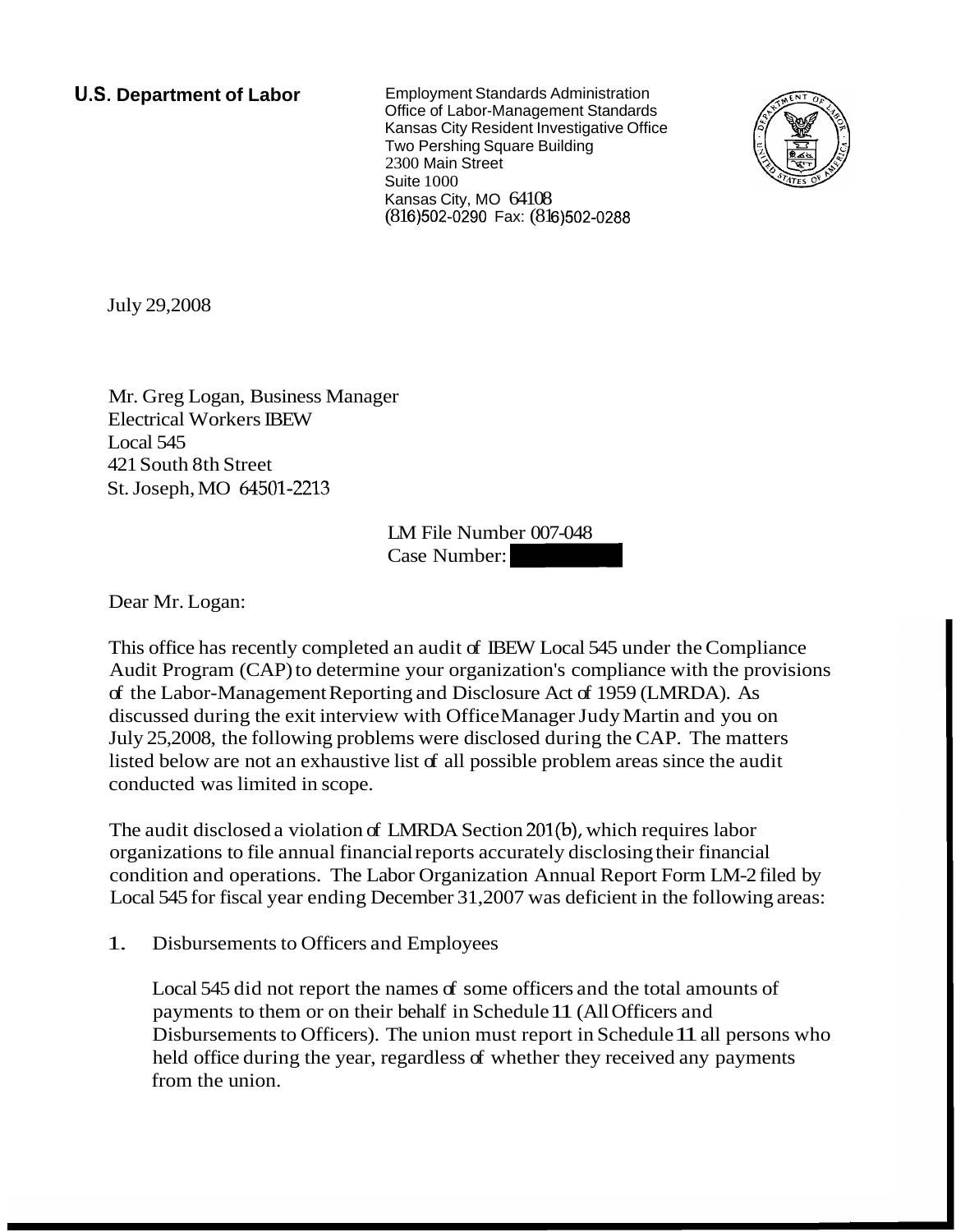**U.S. Department of Labor**

Employment Standards Administration
Office of Labor-Management Standards
Kansas City Resident Investigative Office
Two Pershing Square Building
2300 Main Street
Suite 1000
Kansas City, MO 64108
(816)502-0290 Fax: (816)502-0288

July 29,2008

Mr. Greg Logan, Business Manager
Electrical Workers IBEW
Local 545
421 South 8th Street
St. Joseph, MO 64501-2213

LM File Number 007-048
Case Number: 

Dear Mr. Logan:

This office has recently completed an audit of IBEW Local 545 under the Compliance Audit Program (CAP) to determine your organization's compliance with the provisions of the Labor-Management Reporting and Disclosure Act of 1959 (LMRDA). As discussed during the exit interview with Office Manager Judy Martin and you on July 25,2008, the following problems were disclosed during the CAP. The matters listed below are not an exhaustive list of all possible problem areas since the audit conducted was limited in scope.

The audit disclosed a violation of LMRDA Section 201(b), which requires labor organizations to file annual financial reports accurately disclosing their financial condition and operations. The Labor Organization Annual Report Form LM-2 filed by Local 545 for fiscal year ending December 31,2007 was deficient in the following areas:

1. Disbursements to Officers and Employees

   Local 545 did not report the names of some officers and the total amounts of payments to them or on their behalf in Schedule 11 (All Officers and Disbursements to Officers). The union must report in Schedule 11 all persons who held office during the year, regardless of whether they received any payments from the union.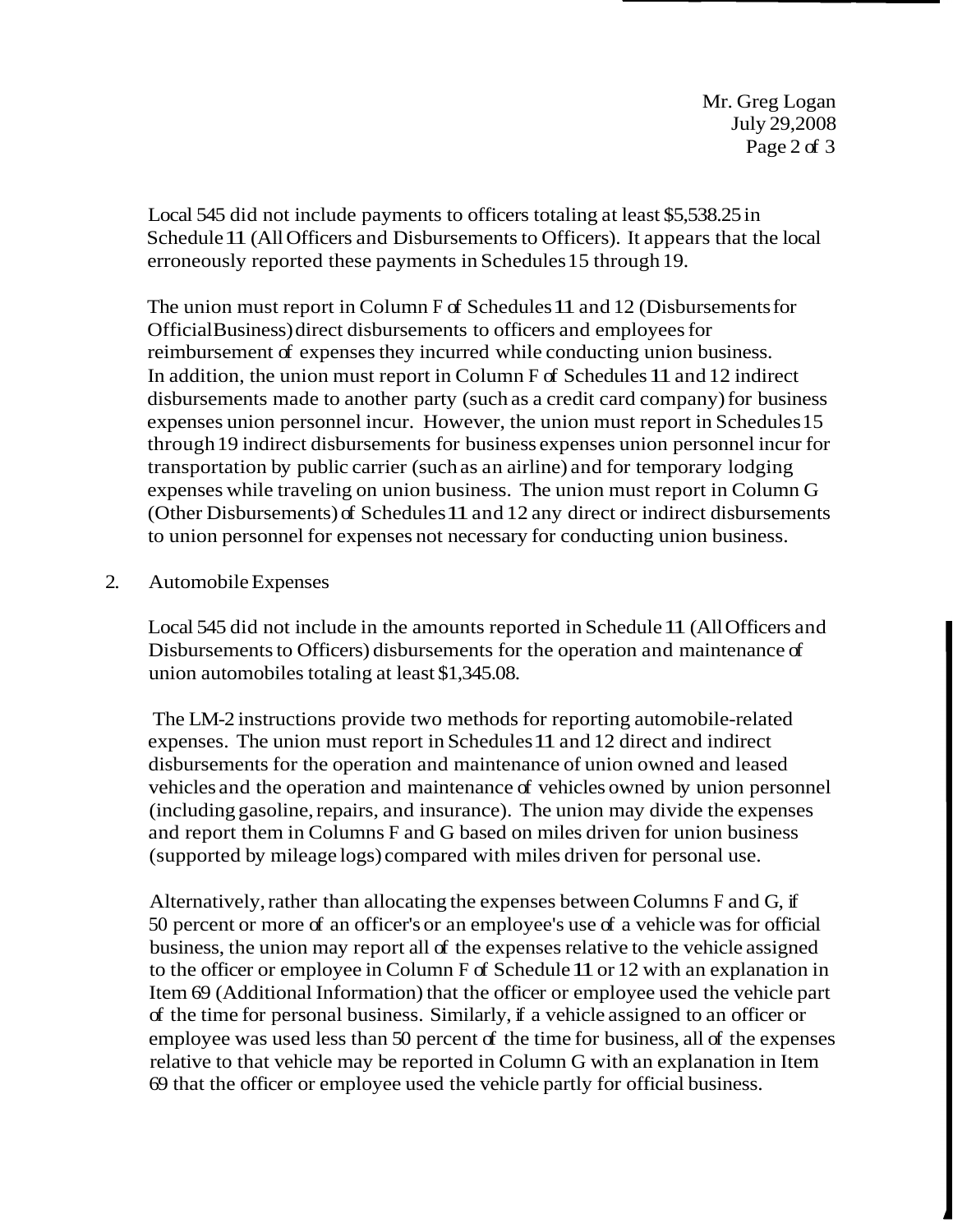Local 545 did not include payments to officers totaling at least $5,538.25 in Schedule 11 (All Officers and Disbursements to Officers). It appears that the local erroneously reported these payments in Schedules 15 through 19.

The union must report in Column F of Schedules 11 and 12 (Disbursements for Official Business) direct disbursements to officers and employees for reimbursement of expenses they incurred while conducting union business. In addition, the union must report in Column F of Schedules 11 and 12 indirect disbursements made to another party (such as a credit card company) for business expenses union personnel incur. However, the union must report in Schedules 15 through 19 indirect disbursements for business expenses union personnel incur for transportation by public carrier (such as an airline) and for temporary lodging expenses while traveling on union business. The union must report in Column G (Other Disbursements) of Schedules 11 and 12 any direct or indirect disbursements to union personnel for expenses not necessary for conducting union business.

2. Automobile Expenses

Local 545 did not include in the amounts reported in Schedule 11 (All Officers and Disbursements to Officers) disbursements for the operation and maintenance of union automobiles totaling at least $1,345.08.

The LM-2 instructions provide two methods for reporting automobile-related expenses. The union must report in Schedules 11 and 12 direct and indirect disbursements for the operation and maintenance of union owned and leased vehicles and the operation and maintenance of vehicles owned by union personnel (including gasoline, repairs, and insurance). The union may divide the expenses and report them in Columns F and G based on miles driven for union business (supported by mileage logs) compared with miles driven for personal use.

Alternatively, rather than allocating the expenses between Columns F and G, if 50 percent or more of an officer's or an employee's use of a vehicle was for official business, the union may report all of the expenses relative to the vehicle assigned to the officer or employee in Column F of Schedule 11 or 12 with an explanation in Item 69 (Additional Information) that the officer or employee used the vehicle part of the time for personal business. Similarly, if a vehicle assigned to an officer or employee was used less than 50 percent of the time for business, all of the expenses relative to that vehicle may be reported in Column G with an explanation in Item 69 that the officer or employee used the vehicle partly for official business.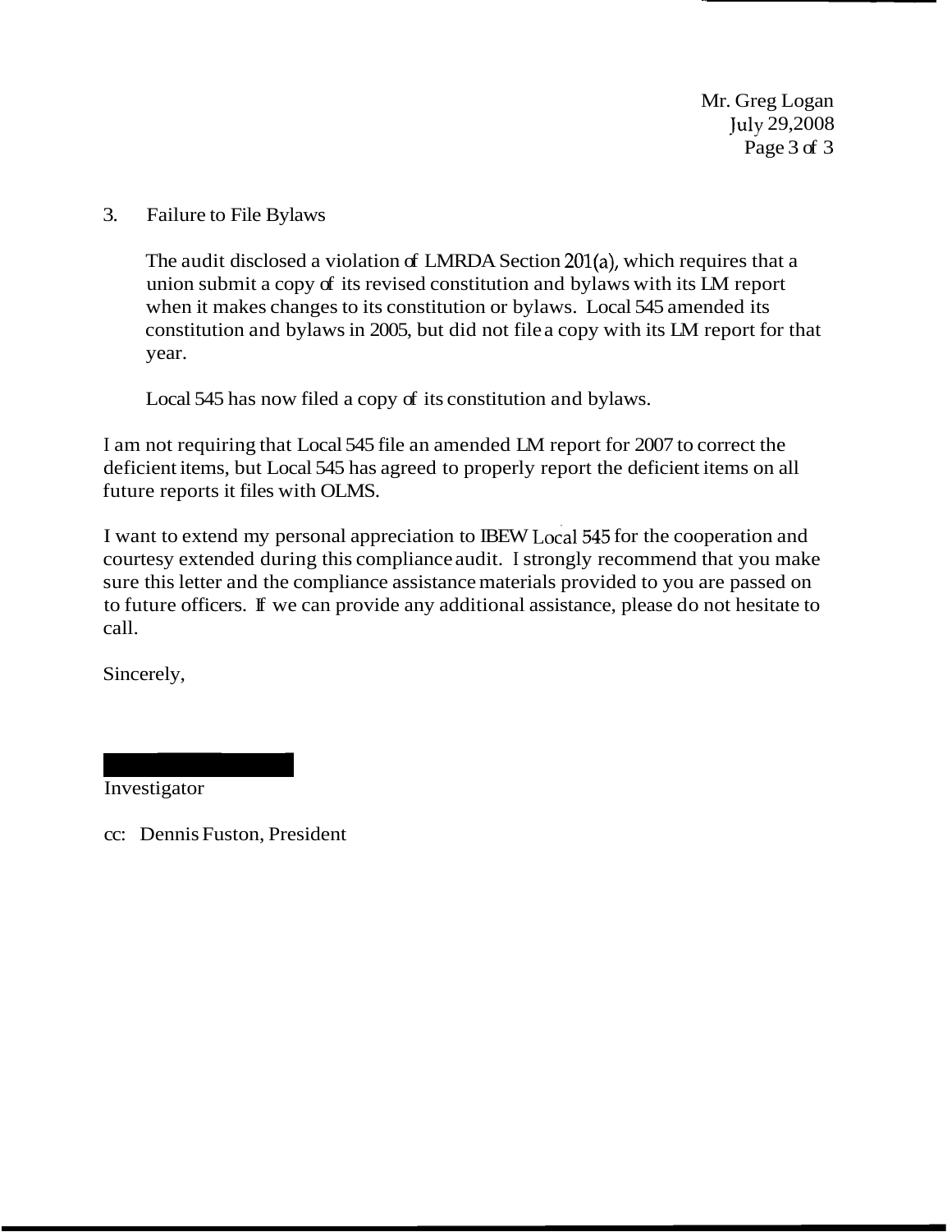3. Failure to File Bylaws

   The audit disclosed a violation of LMRDA Section 201(a), which requires that a union submit a copy of its revised constitution and bylaws with its LM report when it makes changes to its constitution or bylaws. Local 545 amended its constitution and bylaws in 2005, but did not file a copy with its LM report for that year.

   Local 545 has now filed a copy of its constitution and bylaws.

I am not requiring that Local 545 file an amended LM report for 2007 to correct the deficient items, but Local 545 has agreed to properly report the deficient items on all future reports it files with OLMS.

I want to extend my personal appreciation to IBEW Local 545 for the cooperation and courtesy extended during this compliance audit. I strongly recommend that you make sure this letter and the compliance assistance materials provided to you are passed on to future officers. If we can provide any additional assistance, please do not hesitate to call.

Sincerely,

Investigator

cc: Dennis Fuston, President